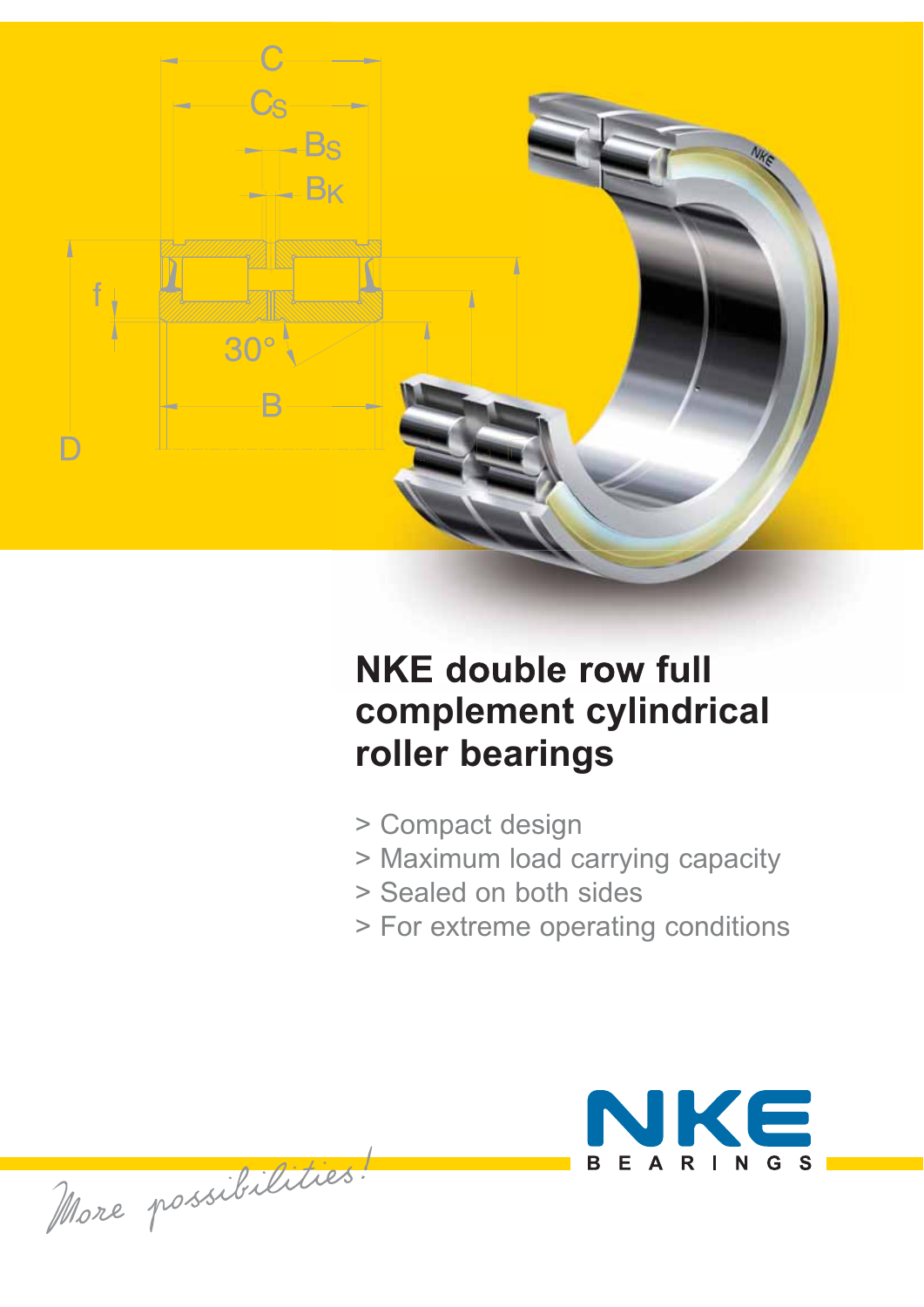# NKE double row full complement cylindrical roller bearings

> Compact design
> Maximum load carrying capacity
> Sealed on both sides
> For extreme operating conditions

NKE BEARINGS

*More possibilities!*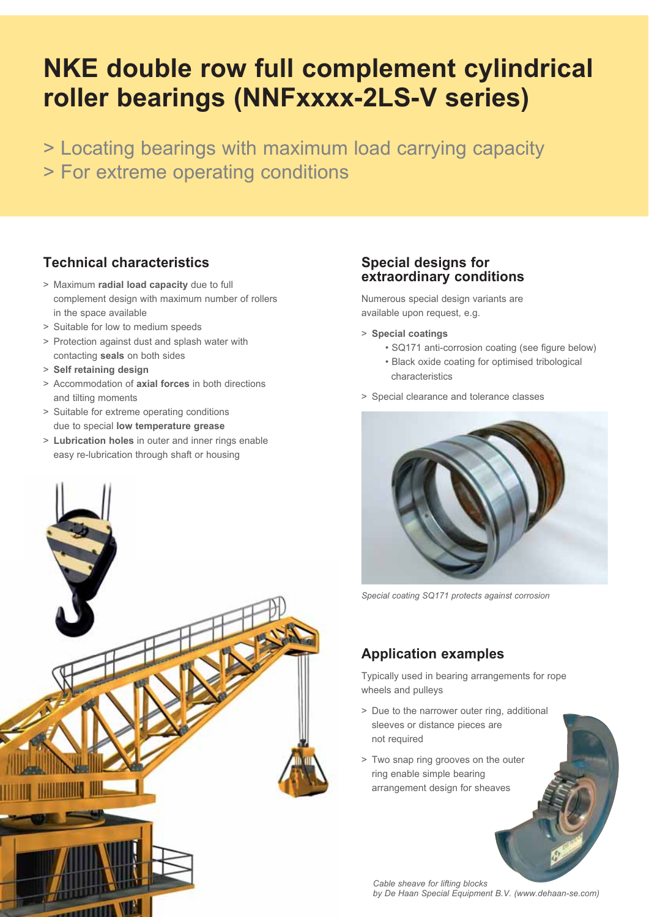# NKE double row full complement cylindrical roller bearings (NNFxxxx-2LS-V series)

> Locating bearings with maximum load carrying capacity
> For extreme operating conditions

## Technical characteristics

- Maximum **radial load capacity** due to full complement design with maximum number of rollers in the space available
- Suitable for low to medium speeds
- Protection against dust and splash water with contacting **seals** on both sides
- **Self retaining design**
- Accommodation of **axial forces** in both directions and tilting moments
- Suitable for extreme operating conditions due to special **low temperature grease**
- **Lubrication holes** in outer and inner rings enable easy re-lubrication through shaft or housing

## Special designs for extraordinary conditions

Numerous special design variants are available upon request, e.g.

- **Special coatings**
  - SQ171 anti-corrosion coating (see figure below)
  - Black oxide coating for optimised tribological characteristics
- Special clearance and tolerance classes

*Special coating SQ171 protects against corrosion*

## Application examples

Typically used in bearing arrangements for rope wheels and pulleys

- Due to the narrower outer ring, additional sleeves or distance pieces are not required
- Two snap ring grooves on the outer ring enable simple bearing arrangement design for sheaves

*Cable sheave for lifting blocks by De Haan Special Equipment B.V. (www.dehaan-se.com)*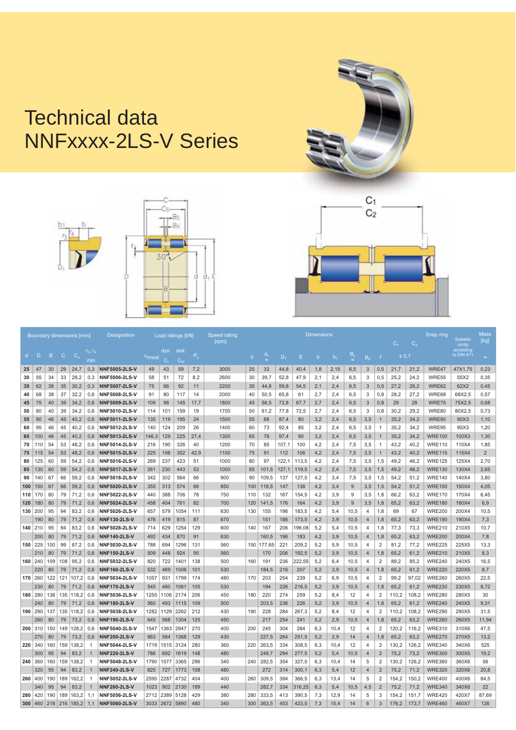# Technical data
# NNFxxxx-2LS-V Series

| Boundary dimensions [mm] | | | | | Designation | Load ratings [kN] | | | | Speed rating [rpm] | Dimensions | | | | | | | | | | | Snap ring | Suitable circlip according to DIN 471 | Mass [kg] |
|---|---|---|---|---|---|---|---|---|---|---|---|---|---|---|---|---|---|---|---|---|---|---|---|---|
| d | D | B | C | $C_s$ | $r_3, r_4$ min | | $c_{rmod}$ | dyn. $C_r$ | stat. $C_{0r}$ | $P_u$ | | d | $d_1$ ≈ | $D_1$ | E | b | $b_1$ | $B_s$ ≈ | $B_K$ | f | $C_1$ ± 0,1 | $C_2$ ± 0,1 | | | ≈ |
| 25 | 47 | 30 | 29 | 24,7 | 0,3 | NNF5005-2LS-V | 49 | 43 | 59 | 7,2 | 3000 | 25 | 33 | 44,8 | 40,4 | 1,8 | 2,15 | 6,5 | 3 | 0,5 | 21,7 | 21,2 | WRE47 | 47X1,75 | 0,23 |
| 30 | 55 | 34 | 33 | 28,2 | 0,3 | NNF5006-2LS-V | 58 | 51 | 72 | 8,2 | 2600 | 30 | 39,7 | 52,8 | 47,9 | 2,1 | 2,4 | 6,5 | 3 | 0,5 | 25,2 | 24,2 | WRE55 | 55X2 | 0,35 |
| 35 | 62 | 36 | 35 | 30,2 | 0,3 | NNF5007-2LS-V | 75 | 66 | 92 | 11 | 2200 | 35 | 44,8 | 59,8 | 54,5 | 2,1 | 2,4 | 6,5 | 3 | 0,5 | 27,2 | 26,2 | WRE62 | 62X2 | 0,45 |
| 40 | 68 | 38 | 37 | 32,2 | 0,6 | NNF5008-2LS-V | 91 | 80 | 117 | 14 | 2000 | 40 | 50,5 | 65,8 | 61 | 2,7 | 2,4 | 6,5 | 3 | 0,8 | 28,2 | 27,2 | WRE68 | 68X2,5 | 0,57 |
| 45 | 75 | 40 | 39 | 34,2 | 0,6 | NNF5009-2LS-V | 109 | 96 | 145 | 17,7 | 1800 | 45 | 56,5 | 72,8 | 67,7 | 2,7 | 2,4 | 6,5 | 3 | 0,8 | 29 | 28 | WRE75 | 75X2,5 | 0,68 |
| 50 | 80 | 40 | 39 | 34,2 | 0,6 | NNF5010-2LS-V | 114 | 101 | 159 | 19 | 1700 | 50 | 61,2 | 77,8 | 72,5 | 2,7 | 2,4 | 6,5 | 3 | 0,8 | 30,2 | 29,2 | WRE80 | 80X2,5 | 0,73 |
| 55 | 90 | 46 | 45 | 40,2 | 0,6 | NNF5011-2LS-V | 135 | 119 | 195 | 24 | 1500 | 55 | 68 | 87,4 | 80 | 3,2 | 2,4 | 6,5 | 3,5 | 1 | 35,2 | 34,2 | WRE90 | 90X3 | 1,10 |
| 60 | 95 | 46 | 45 | 40,2 | 0,6 | NNF5012-2LS-V | 140 | 124 | 209 | 26 | 1400 | 60 | 73 | 92,4 | 85 | 3,2 | 2,4 | 6,5 | 3,5 | 1 | 35,2 | 34,2 | WRE95 | 95X3 | 1,20 |
| 65 | 100 | 46 | 45 | 40,2 | 0,6 | NNF5013-2LS-V | 146,3 | 129 | 225 | 27,4 | 1300 | 65 | 78 | 97,4 | 90 | 3,2 | 2,4 | 6,5 | 3,5 | 1 | 35,2 | 34,2 | WRE100 | 100X3 | 1,30 |
| 70 | 110 | 54 | 53 | 48,2 | 0,6 | NNF5014-2LS-V | 216 | 190 | 326 | 40 | 1200 | 70 | 85 | 107,1 | 100 | 4,2 | 2,4 | 7,5 | 3,5 | 1 | 43,2 | 40,2 | WRE110 | 110X4 | 1,85 |
| 75 | 115 | 54 | 53 | 48,2 | 0,6 | NNF5015-2LS-V | 225 | 198 | 352 | 42,9 | 1100 | 75 | 91 | 112 | 106 | 4,2 | 2,4 | 7,5 | 3,5 | 1 | 43,2 | 40,2 | WRE115 | 115X4 | 2 |
| 80 | 125 | 60 | 59 | 54,2 | 0,6 | NNF5016-2LS-V | 269 | 237 | 423 | 51 | 1000 | 80 | 97 | 122,1 | 113,5 | 4,2 | 2,4 | 7,5 | 3,5 | 1,5 | 49,2 | 46,2 | WRE125 | 125X4 | 2,70 |
| 85 | 130 | 60 | 59 | 54,2 | 0,6 | NNF5017-2LS-V | 261 | 230 | 443 | 53 | 1000 | 85 | 101,5 | 127,1 | 119,5 | 4,2 | 2,4 | 7,5 | 3,5 | 1,5 | 49,2 | 46,2 | WRE130 | 130X4 | 2,65 |
| 90 | 140 | 67 | 66 | 59,2 | 0,6 | NNF5018-2LS-V | 342 | 302 | 564 | 66 | 900 | 90 | 109,5 | 137 | 127,5 | 4,2 | 3,4 | 7,5 | 3,5 | 1,5 | 54,2 | 51,2 | WRE140 | 140X4 | 3,80 |
| 100 | 150 | 67 | 66 | 59,2 | 0,6 | NNF5020-2LS-V | 355 | 313 | 574 | 66 | 850 | 100 | 118,5 | 147 | 138 | 4,2 | 3,4 | 9 | 3,5 | 1,5 | 54,2 | 51,2 | WRE150 | 150X4 | 4,05 |
| 110 | 170 | 80 | 79 | 71,2 | 0,6 | NNF5022-2LS-V | 440 | 388 | 706 | 78 | 750 | 110 | 132 | 167 | 154,5 | 4,2 | 3,9 | 9 | 3,5 | 1,8 | 66,2 | 63,2 | WRE170 | 170X4 | 6,45 |
| 120 | 180 | 80 | 79 | 71,2 | 0,6 | NNF5024-2LS-V | 458 | 404 | 761 | 82 | 700 | 120 | 141,5 | 176 | 164 | 4,2 | 3,9 | 9 | 3,5 | 1,8 | 65,2 | 63,2 | WRE180 | 180X4 | 6,9 |
| 130 | 200 | 95 | 94 | 83,2 | 0,6 | NNF5026-2LS-V | 657 | 579 | 1054 | 111 | 630 | 130 | 155 | 196 | 183,5 | 4,2 | 5,4 | 10,5 | 4 | 1,8 | 69 | 67 | WRE200 | 200X4 | 10,5 |
| | 190 | 80 | 79 | 71,2 | 0,6 | NNF130-2LS-V | 476 | 419 | 815 | 87 | 670 | | 151 | 186 | 173,5 | 4,2 | 3,9 | 10,5 | 4 | 1,8 | 65,2 | 63,2 | WRE190 | 190X4 | 7,3 |
| 140 | 210 | 95 | 94 | 83,2 | 0,6 | NNF5028-2LS-V | 714 | 629 | 1254 | 129 | 600 | 140 | 167 | 206 | 196,08 | 5,2 | 5,4 | 10,5 | 4 | 1,8 | 77,3 | 73,3 | WRE210 | 210X5 | 10,7 |
| | 200 | 80 | 79 | 71,2 | 0,6 | NNF140-2LS-V | 492 | 434 | 870 | 91 | 630 | | 160,5 | 196 | 183 | 4,2 | 3,9 | 10,5 | 4 | 1,8 | 65,2 | 63,2 | WRE200 | 200X4 | 7,8 |
| 150 | 225 | 100 | 99 | 87,2 | 0,6 | NNF5030-2LS-V | 788 | 694 | 1296 | 131 | 560 | 150 | 177,65 | 221 | 209,2 | 5,2 | 5,9 | 10,5 | 4 | 2 | 81,2 | 77,2 | WRE225 | 225X5 | 13,3 |
| | 210 | 80 | 79 | 71,2 | 0,6 | NNF150-2LS-V | 509 | 448 | 924 | 95 | 560 | | 170 | 206 | 192,5 | 5,2 | 3,9 | 10,5 | 4 | 1,8 | 65,2 | 61,2 | WRE210 | 210X5 | 8,3 |
| 160 | 240 | 109 | 108 | 95,2 | 0,6 | NNF5032-2LS-V | 820 | 722 | 1401 | 138 | 500 | 160 | 191 | 236 | 222,55 | 5,2 | 6,4 | 10,5 | 4 | 2 | 89,2 | 85,2 | WRE240 | 240X5 | 16,5 |
| | 220 | 80 | 79 | 71,2 | 0,6 | NNF160-2LS-V | 532 | 469 | 1006 | 101 | 530 | | 184,5 | 216 | 207 | 5,2 | 3,9 | 10,5 | 4 | 1,8 | 65,2 | 61,2 | WRE220 | 220X5 | 8,7 |
| 170 | 260 | 122 | 121 | 107,2 | 0,6 | NNF5034-2LS-V | 1057 | 931 | 1799 | 174 | 480 | 170 | 203 | 254 | 239 | 5,2 | 6,9 | 10,5 | 4 | 2 | 99,2 | 97,02 | WRE260 | 260X5 | 22,5 |
| | 230 | 80 | 79 | 71,2 | 0,6 | NNF170-2LS-V | 545 | 480 | 1061 | 105 | 530 | | 194 | 226 | 216,5 | 5,2 | 3,9 | 10,5 | 4 | 1,8 | 65,2 | 61,2 | WRE230 | 230X5 | 8,72 |
| 180 | 280 | 136 | 135 | 118,2 | 0,6 | NNF5036-2LS-V | 1255 | 1106 | 2174 | 206 | 450 | 180 | 220 | 274 | 259 | 5,2 | 8,4 | 12 | 4 | 2 | 110,2 | 108,2 | WRE280 | 280X5 | 30 |
| | 240 | 80 | 79 | 71,2 | 0,6 | NNF180-2LS-V | 560 | 493 | 1115 | 109 | 500 | | 203,5 | 236 | 226 | 5,2 | 3,9 | 10,5 | 4 | 1,8 | 65,2 | 61,2 | WRE240 | 240X5 | 9,31 |
| 190 | 290 | 137 | 135 | 118,2 | 0,6 | NNF5038-2LS-V | 1282 | 1129 | 2262 | 212 | 430 | 190 | 228 | 284 | 267,3 | 5,2 | 8,4 | 12 | 4 | 2 | 110,2 | 108,2 | WRE290 | 290X5 | 31,5 |
| | 260 | 80 | 79 | 73,2 | 0,6 | NNF190-2LS-V | 645 | 568 | 1304 | 125 | 450 | | 217 | 254 | 241 | 5,2 | 2,9 | 10,5 | 4 | 1,8 | 65,2 | 63,2 | WRE260 | 260X5 | 11,94 |
| 200 | 310 | 150 | 149 | 128,2 | 0,6 | NNF5040-2LS-V | 1547 | 1363 | 2947 | 270 | 400 | 200 | 245 | 304 | 284 | 6,3 | 10,4 | 12 | 4 | 2 | 120,2 | 116,2 | WRE310 | 310X6 | 47,5 |
| | 270 | 80 | 79 | 73,2 | 0,6 | NNF200-2LS-V | 663 | 584 | 1368 | 129 | 430 | | 227,5 | 264 | 251,5 | 5,2 | 2,9 | 14 | 4 | 1,8 | 65,2 | 63,2 | WRE270 | 270X5 | 13,2 |
| 220 | 340 | 160 | 159 | 138,2 | 1 | NNF5044-2LS-V | 1719 | 1515 | 3124 | 280 | 360 | 220 | 263,5 | 334 | 308,5 | 6,3 | 10,4 | 12 | 4 | 2 | 130,2 | 126,2 | WRE340 | 340X6 | 525 |
| | 300 | 95 | 94 | 83,2 | 1 | NNF220-2LS-V | 786 | 692 | 1619 | 148 | 480 | | 248,7 | 294 | 277,5 | 5,2 | 5,4 | 10,5 | 4 | 2 | 75,2 | 73,2 | WRE300 | 300X5 | 19,2 |
| 240 | 360 | 160 | 159 | 138,2 | 1 | NNF5048-2LS-V | 1790 | 1577 | 3365 | 296 | 340 | 240 | 282,5 | 354 | 327,5 | 6,3 | 10,4 | 14 | 5 | 2 | 130,2 | 126,2 | WRE360 | 360X6 | 56 |
| | 320 | 95 | 94 | 83,2 | 1 | NNF240-2LS-V | 825 | 727 | 1773 | 158 | 480 | | 272 | 314 | 300,1 | 6,3 | 5,4 | 12 | 4 | 2 | 75,2 | 71,2 | WRE320 | 320X6 | 20,8 |
| 260 | 400 | 190 | 189 | 162,2 | 1 | NNF5052-2LS-V | 2595 | 2287 | 4732 | 404 | 400 | 260 | 309,5 | 394 | 366,5 | 6,3 | 13,4 | 14 | 5 | 2 | 154,2 | 150,2 | WRE400 | 400X6 | 84,5 |
| | 340 | 95 | 94 | 83,2 | 1 | NNF260-2LS-V | 1023 | 902 | 2130 | 189 | 440 | | 282,7 | 334 | 316,25 | 6,3 | 5,4 | 10,5 | 4,5 | 2 | 75,2 | 71,2 | WRE340 | 340X6 | 22 |
| 280 | 420 | 190 | 189 | 163,2 | 1,1 | NNF5056-2LS-V | 2712 | 2389 | 5128 | 429 | 380 | 280 | 333,5 | 413 | 390,5 | 7,3 | 12,9 | 14 | 5 | 3 | 154,2 | 151,2 | WRE420 | 420X7 | 87,69 |
| 300 | 460 | 218 | 216 | 185,2 | 1,1 | NNF5060-2LS-V | 3033 | 2672 | 5890 | 480 | 340 | 300 | 363,5 | 453 | 423,5 | 7,3 | 15,4 | 14 | 6 | 3 | 176,2 | 173,7 | WRE460 | 460X7 | 126 |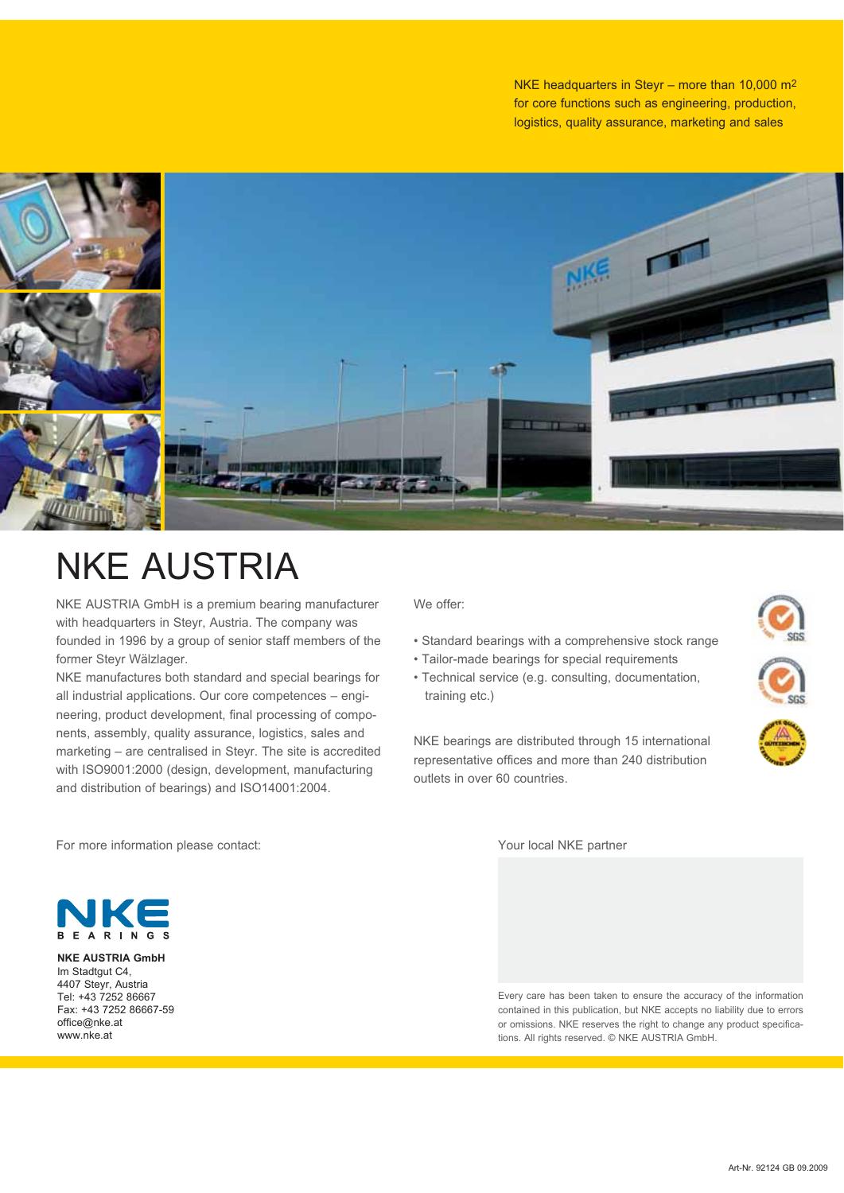NKE headquarters in Steyr – more than 10,000 m$^2$ for core functions such as engineering, production, logistics, quality assurance, marketing and sales

# NKE AUSTRIA

NKE AUSTRIA GmbH is a premium bearing manufacturer with headquarters in Steyr, Austria. The company was founded in 1996 by a group of senior staff members of the former Steyr Wälzlager.

NKE manufactures both standard and special bearings for all industrial applications. Our core competences – engineering, product development, final processing of components, assembly, quality assurance, logistics, sales and marketing – are centralised in Steyr. The site is accredited with ISO9001:2000 (design, development, manufacturing and distribution of bearings) and ISO14001:2004.

We offer:

- Standard bearings with a comprehensive stock range
- Tailor-made bearings for special requirements
- Technical service (e.g. consulting, documentation, training etc.)

NKE bearings are distributed through 15 international representative offices and more than 240 distribution outlets in over 60 countries.

For more information please contact:

**NKE AUSTRIA GmbH**
Im Stadtgut C4,
4407 Steyr, Austria
Tel: +43 7252 86667
Fax: +43 7252 86667-59
office@nke.at
www.nke.at

Your local NKE partner

Every care has been taken to ensure the accuracy of the information contained in this publication, but NKE accepts no liability due to errors or omissions. NKE reserves the right to change any product specifications. All rights reserved. © NKE AUSTRIA GmbH.

Art-Nr. 92124 GB 09.2009